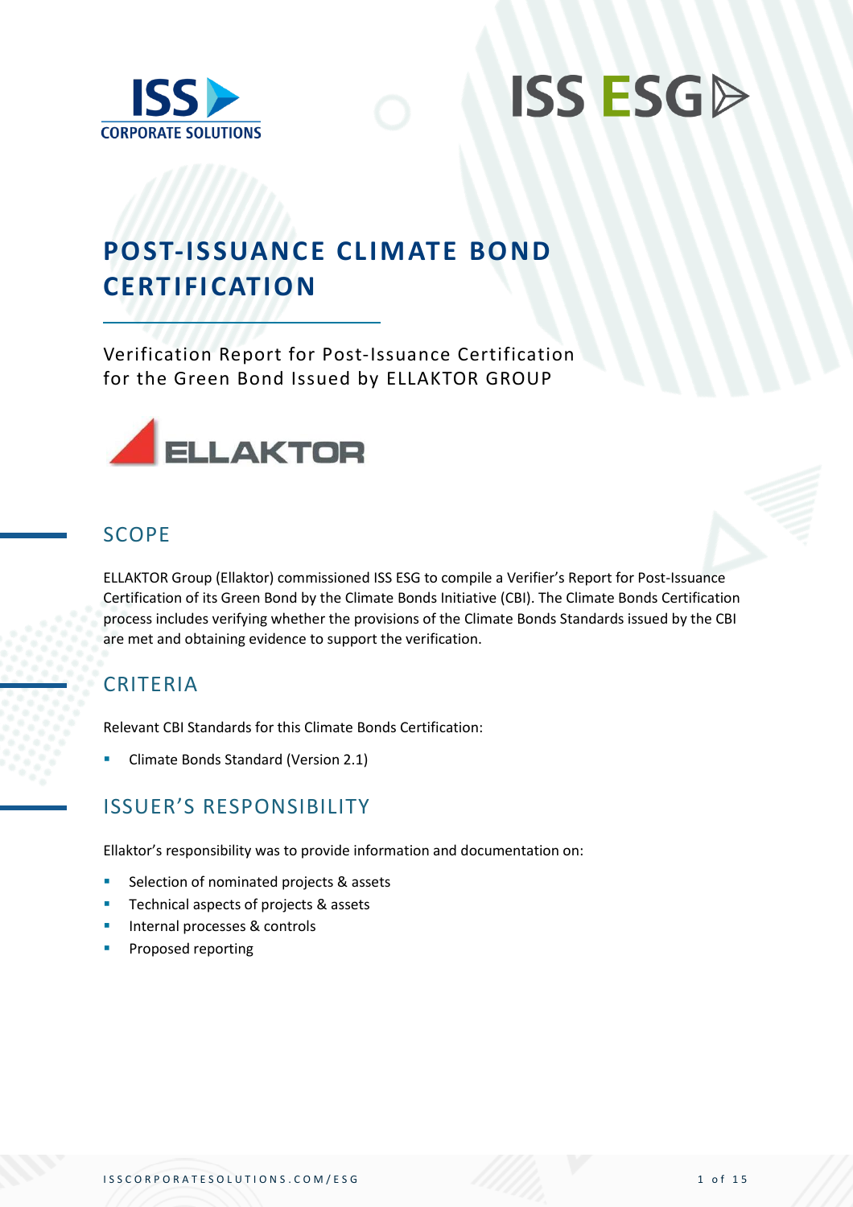# POST-ISSUANCE CLIMATE BOND CERTIFICATION

Verification Report for Post-Issuance Certification for the Green Bond Issued by ELLAKTOR GROUP

## SCOPE

ELLAKTOR Group (Ellaktor) commissioned ISS ESG to compile a Verifier's Report for Post-Issuance Certification of its Green Bond by the Climate Bonds Initiative (CBI). The Climate Bonds Certification process includes verifying whether the provisions of the Climate Bonds Standards issued by the CBI are met and obtaining evidence to support the verification.

## CRITERIA

Relevant CBI Standards for this Climate Bonds Certification:

- Climate Bonds Standard (Version 2.1)

## ISSUER'S RESPONSIBILITY

Ellaktor's responsibility was to provide information and documentation on:

- Selection of nominated projects & assets
- Technical aspects of projects & assets
- Internal processes & controls
- Proposed reporting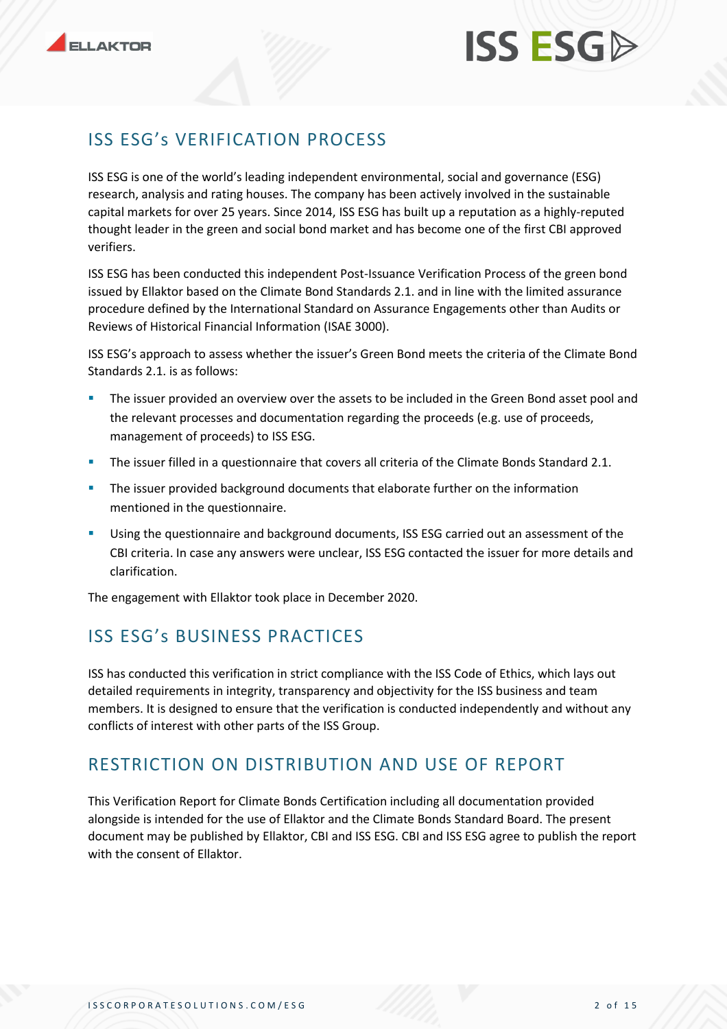## ISS ESG's VERIFICATION PROCESS

ISS ESG is one of the world's leading independent environmental, social and governance (ESG) research, analysis and rating houses. The company has been actively involved in the sustainable capital markets for over 25 years. Since 2014, ISS ESG has built up a reputation as a highly-reputed thought leader in the green and social bond market and has become one of the first CBI approved verifiers.

ISS ESG has been conducted this independent Post-Issuance Verification Process of the green bond issued by Ellaktor based on the Climate Bond Standards 2.1. and in line with the limited assurance procedure defined by the International Standard on Assurance Engagements other than Audits or Reviews of Historical Financial Information (ISAE 3000).

ISS ESG's approach to assess whether the issuer's Green Bond meets the criteria of the Climate Bond Standards 2.1. is as follows:

- The issuer provided an overview over the assets to be included in the Green Bond asset pool and the relevant processes and documentation regarding the proceeds (e.g. use of proceeds, management of proceeds) to ISS ESG.
- The issuer filled in a questionnaire that covers all criteria of the Climate Bonds Standard 2.1.
- The issuer provided background documents that elaborate further on the information mentioned in the questionnaire.
- Using the questionnaire and background documents, ISS ESG carried out an assessment of the CBI criteria. In case any answers were unclear, ISS ESG contacted the issuer for more details and clarification.

The engagement with Ellaktor took place in December 2020.

## ISS ESG's BUSINESS PRACTICES

ISS has conducted this verification in strict compliance with the ISS Code of Ethics, which lays out detailed requirements in integrity, transparency and objectivity for the ISS business and team members. It is designed to ensure that the verification is conducted independently and without any conflicts of interest with other parts of the ISS Group.

## RESTRICTION ON DISTRIBUTION AND USE OF REPORT

This Verification Report for Climate Bonds Certification including all documentation provided alongside is intended for the use of Ellaktor and the Climate Bonds Standard Board. The present document may be published by Ellaktor, CBI and ISS ESG. CBI and ISS ESG agree to publish the report with the consent of Ellaktor.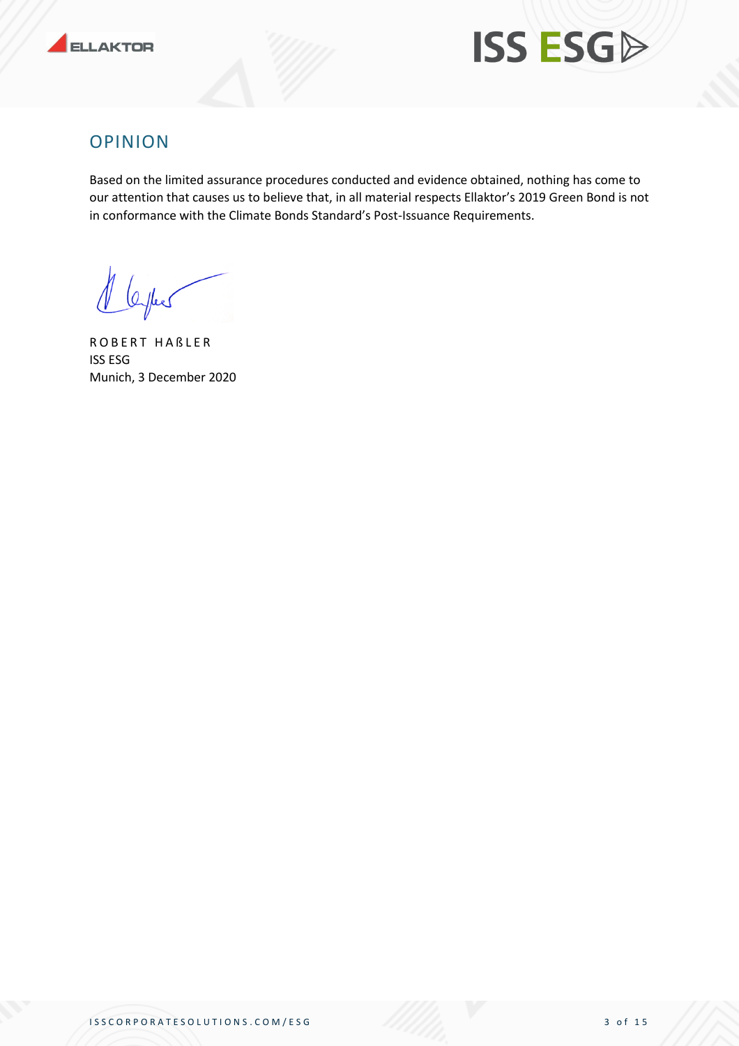## OPINION

Based on the limited assurance procedures conducted and evidence obtained, nothing has come to our attention that causes us to believe that, in all material respects Ellaktor's 2019 Green Bond is not in conformance with the Climate Bonds Standard's Post-Issuance Requirements.

ROBERT HAẞLER
ISS ESG
Munich, 3 December 2020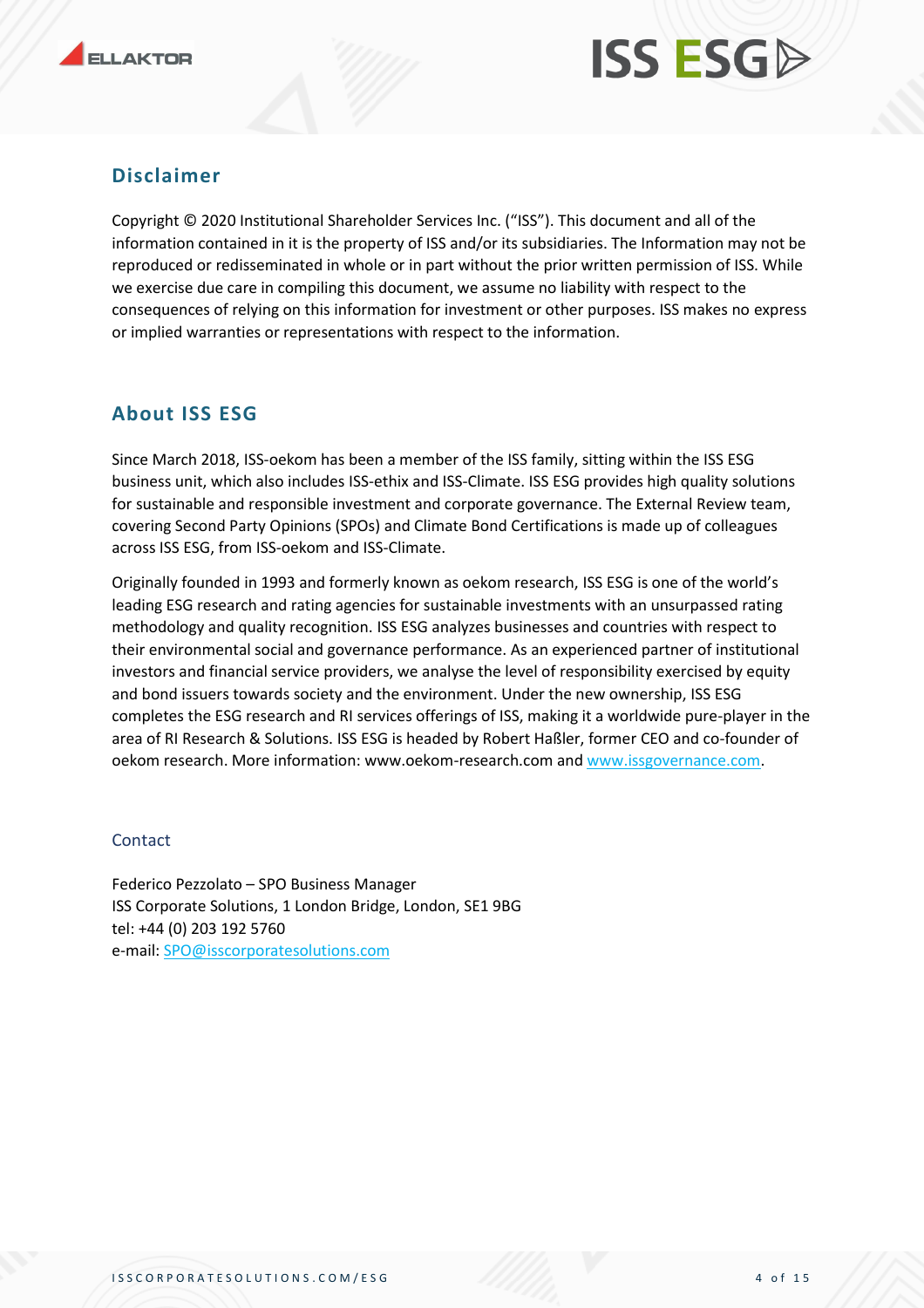## Disclaimer

Copyright © 2020 Institutional Shareholder Services Inc. ("ISS"). This document and all of the information contained in it is the property of ISS and/or its subsidiaries. The Information may not be reproduced or redisseminated in whole or in part without the prior written permission of ISS. While we exercise due care in compiling this document, we assume no liability with respect to the consequences of relying on this information for investment or other purposes. ISS makes no express or implied warranties or representations with respect to the information.

## About ISS ESG

Since March 2018, ISS-oekom has been a member of the ISS family, sitting within the ISS ESG business unit, which also includes ISS-ethix and ISS-Climate. ISS ESG provides high quality solutions for sustainable and responsible investment and corporate governance. The External Review team, covering Second Party Opinions (SPOs) and Climate Bond Certifications is made up of colleagues across ISS ESG, from ISS-oekom and ISS-Climate.

Originally founded in 1993 and formerly known as oekom research, ISS ESG is one of the world's leading ESG research and rating agencies for sustainable investments with an unsurpassed rating methodology and quality recognition. ISS ESG analyzes businesses and countries with respect to their environmental social and governance performance. As an experienced partner of institutional investors and financial service providers, we analyse the level of responsibility exercised by equity and bond issuers towards society and the environment. Under the new ownership, ISS ESG completes the ESG research and RI services offerings of ISS, making it a worldwide pure-player in the area of RI Research & Solutions. ISS ESG is headed by Robert Haßler, former CEO and co-founder of oekom research. More information: www.oekom-research.com and [www.issgovernance.com](http://www.issgovernance.com).

### Contact

Federico Pezzolato – SPO Business Manager
ISS Corporate Solutions, 1 London Bridge, London, SE1 9BG
tel: +44 (0) 203 192 5760
e-mail: [SPO@isscorporatesolutions.com](mailto:SPO@isscorporatesolutions.com)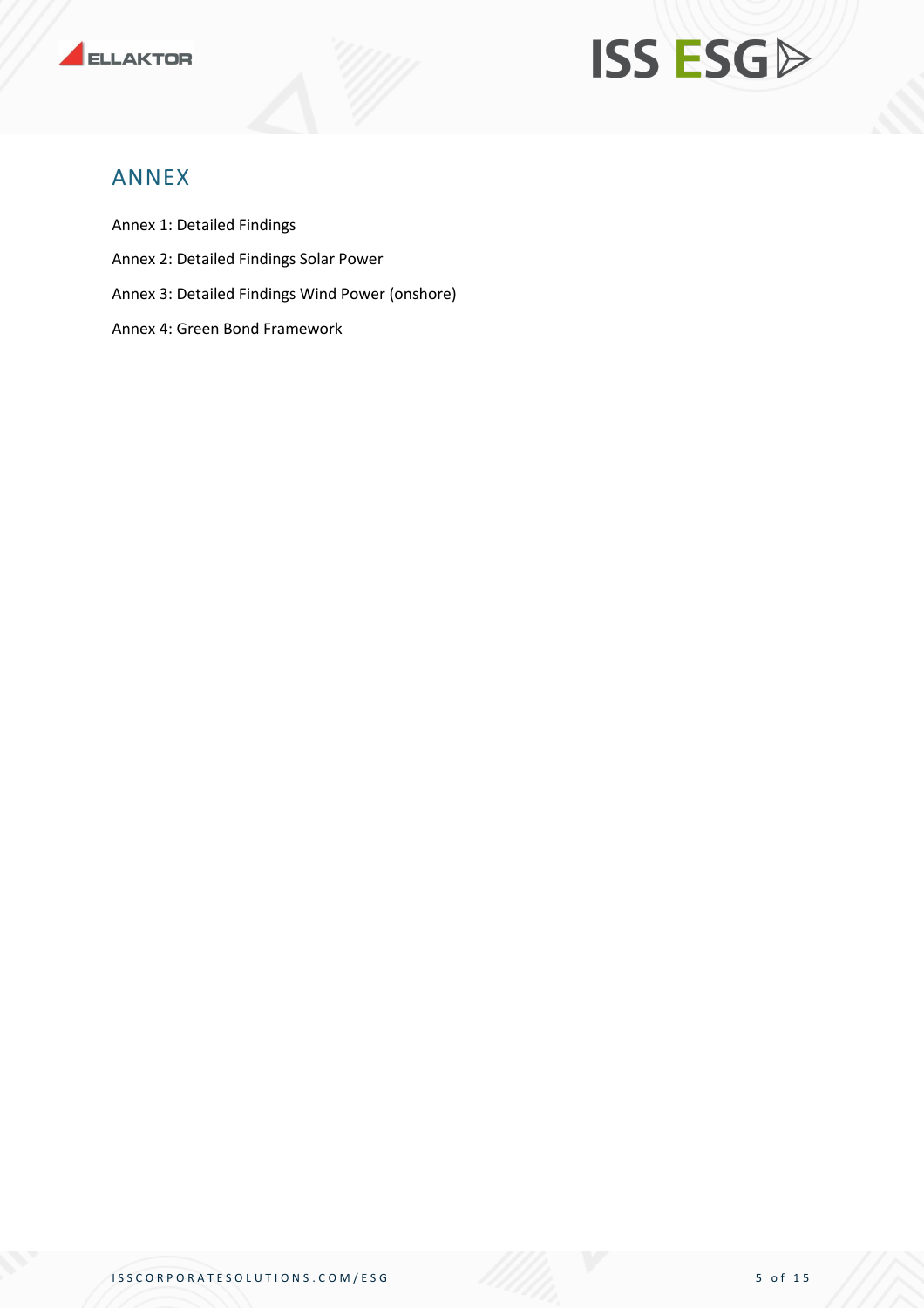# ANNEX

Annex 1: Detailed Findings

Annex 2: Detailed Findings Solar Power

Annex 3: Detailed Findings Wind Power (onshore)

Annex 4: Green Bond Framework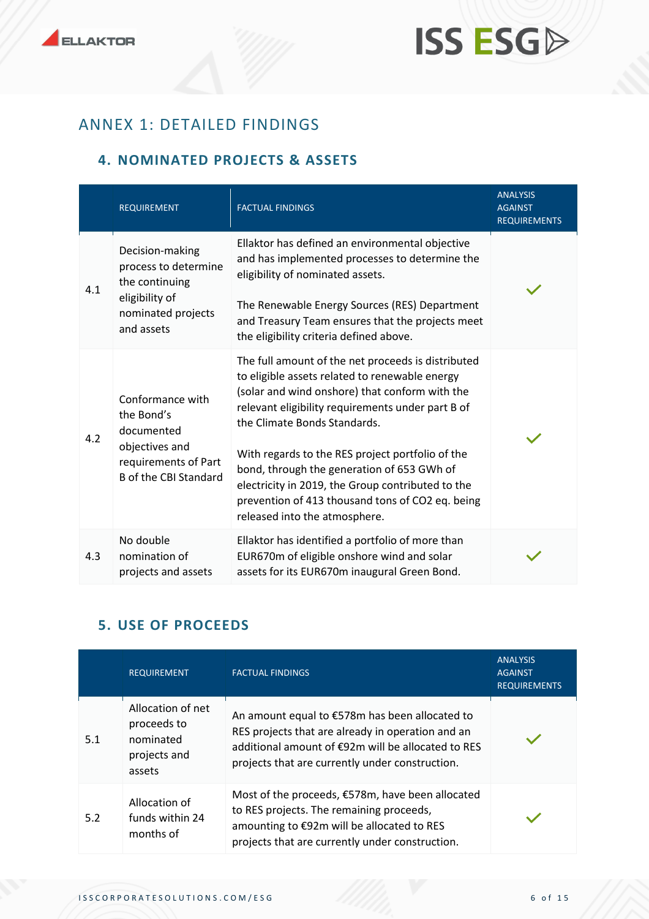# ANNEX 1: DETAILED FINDINGS

## 4. NOMINATED PROJECTS & ASSETS

| | REQUIREMENT | FACTUAL FINDINGS | ANALYSIS AGAINST REQUIREMENTS |
|---|---|---|---|
| 4.1 | Decision-making process to determine the continuing eligibility of nominated projects and assets | Ellaktor has defined an environmental objective and has implemented processes to determine the eligibility of nominated assets.<br><br>The Renewable Energy Sources (RES) Department and Treasury Team ensures that the projects meet the eligibility criteria defined above. | ✓ |
| 4.2 | Conformance with the Bond's documented objectives and requirements of Part B of the CBI Standard | The full amount of the net proceeds is distributed to eligible assets related to renewable energy (solar and wind onshore) that conform with the relevant eligibility requirements under part B of the Climate Bonds Standards.<br><br>With regards to the RES project portfolio of the bond, through the generation of 653 GWh of electricity in 2019, the Group contributed to the prevention of 413 thousand tons of $CO_2$ eq. being released into the atmosphere. | ✓ |
| 4.3 | No double nomination of projects and assets | Ellaktor has identified a portfolio of more than EUR670m of eligible onshore wind and solar assets for its EUR670m inaugural Green Bond. | ✓ |

## 5. USE OF PROCEEDS

| | REQUIREMENT | FACTUAL FINDINGS | ANALYSIS AGAINST REQUIREMENTS |
|---|---|---|---|
| 5.1 | Allocation of net proceeds to nominated projects and assets | An amount equal to €578m has been allocated to RES projects that are already in operation and an additional amount of €92m will be allocated to RES projects that are currently under construction. | ✓ |
| 5.2 | Allocation of funds within 24 months of | Most of the proceeds, €578m, have been allocated to RES projects. The remaining proceeds, amounting to €92m will be allocated to RES projects that are currently under construction. | ✓ |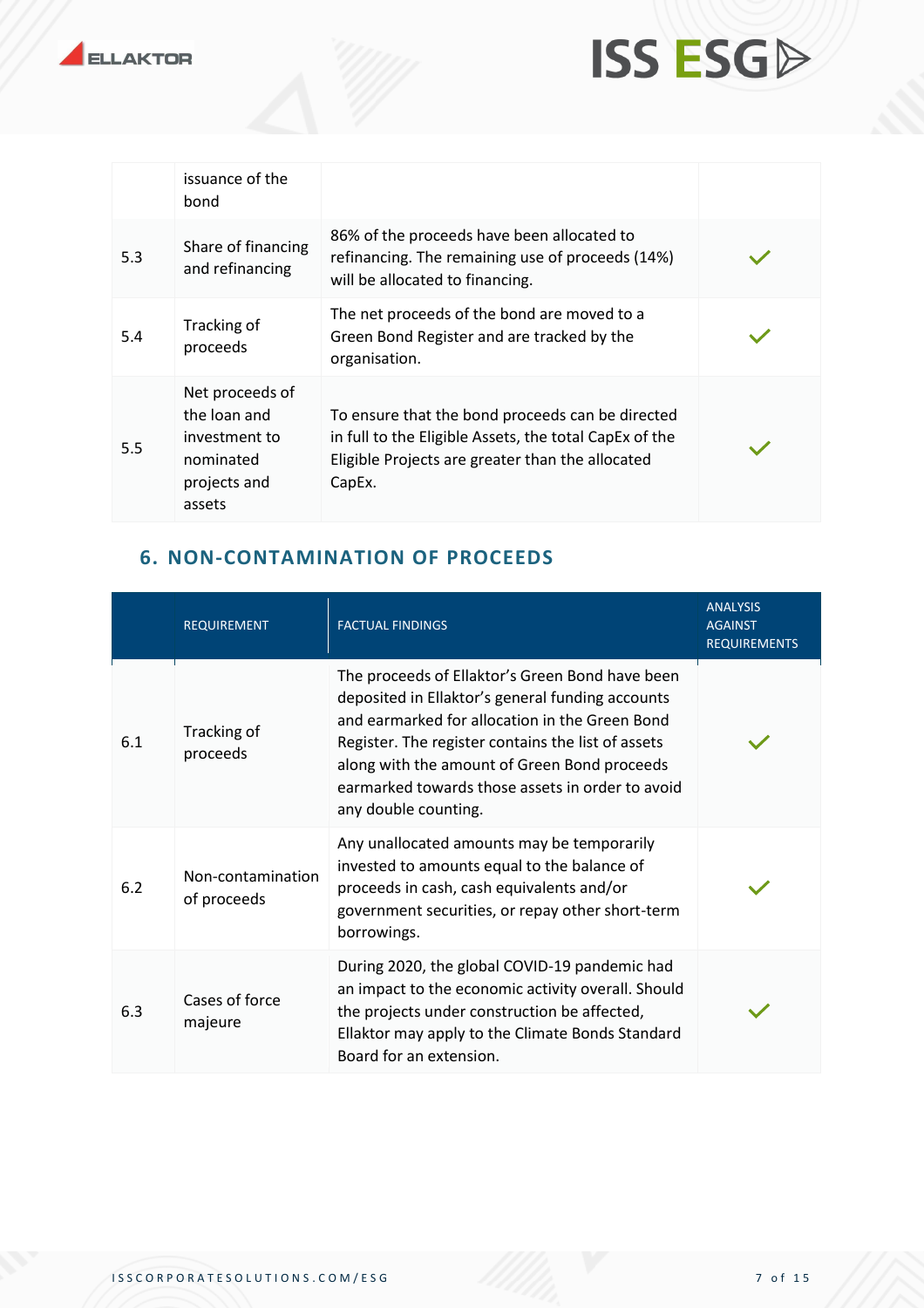| | | | |
|---|---|---|---|
| | issuance of the bond | | |
| 5.3 | Share of financing and refinancing | 86% of the proceeds have been allocated to refinancing. The remaining use of proceeds (14%) will be allocated to financing. | ✓ |
| 5.4 | Tracking of proceeds | The net proceeds of the bond are moved to a Green Bond Register and are tracked by the organisation. | ✓ |
| 5.5 | Net proceeds of the loan and investment to nominated projects and assets | To ensure that the bond proceeds can be directed in full to the Eligible Assets, the total CapEx of the Eligible Projects are greater than the allocated CapEx. | ✓ |

## 6. NON-CONTAMINATION OF PROCEEDS

| | REQUIREMENT | FACTUAL FINDINGS | ANALYSIS AGAINST REQUIREMENTS |
|---|---|---|---|
| 6.1 | Tracking of proceeds | The proceeds of Ellaktor's Green Bond have been deposited in Ellaktor's general funding accounts and earmarked for allocation in the Green Bond Register. The register contains the list of assets along with the amount of Green Bond proceeds earmarked towards those assets in order to avoid any double counting. | ✓ |
| 6.2 | Non-contamination of proceeds | Any unallocated amounts may be temporarily invested to amounts equal to the balance of proceeds in cash, cash equivalents and/or government securities, or repay other short-term borrowings. | ✓ |
| 6.3 | Cases of force majeure | During 2020, the global COVID-19 pandemic had an impact to the economic activity overall. Should the projects under construction be affected, Ellaktor may apply to the Climate Bonds Standard Board for an extension. | ✓ |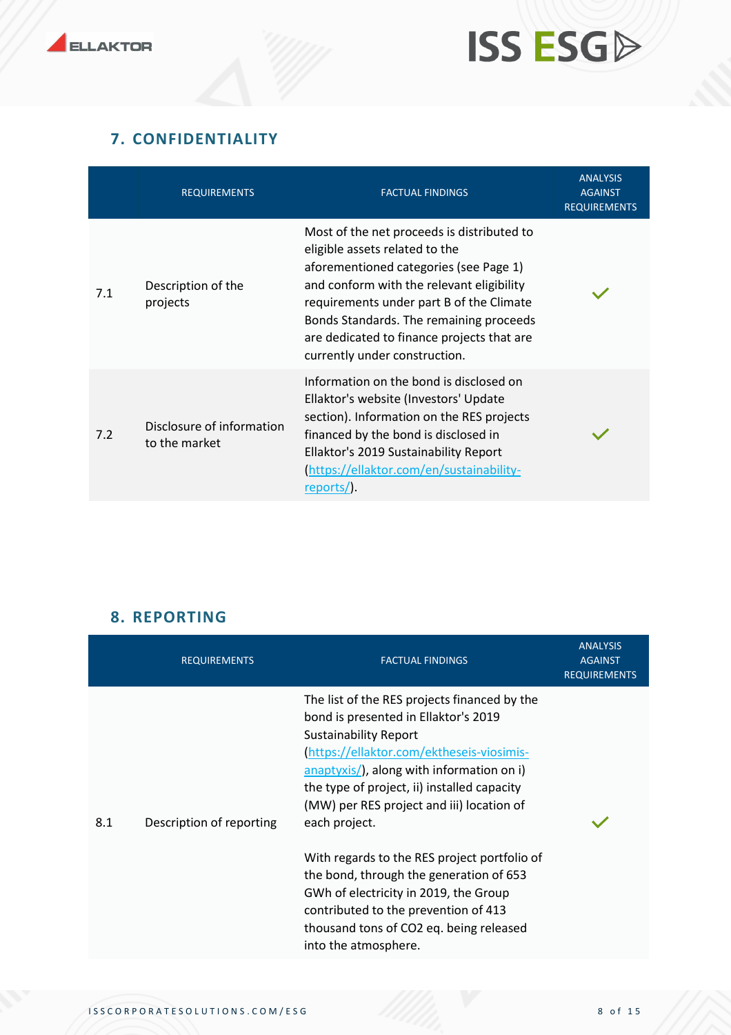## 7. CONFIDENTIALITY

| | REQUIREMENTS | FACTUAL FINDINGS | ANALYSIS AGAINST REQUIREMENTS |
|---|---|---|---|
| 7.1 | Description of the projects | Most of the net proceeds is distributed to eligible assets related to the aforementioned categories (see Page 1) and conform with the relevant eligibility requirements under part B of the Climate Bonds Standards. The remaining proceeds are dedicated to finance projects that are currently under construction. | ✓ |
| 7.2 | Disclosure of information to the market | Information on the bond is disclosed on Ellaktor's website (Investors' Update section). Information on the RES projects financed by the bond is disclosed in Ellaktor's 2019 Sustainability Report (https://ellaktor.com/en/sustainability-reports/). | ✓ |

## 8. REPORTING

| | REQUIREMENTS | FACTUAL FINDINGS | ANALYSIS AGAINST REQUIREMENTS |
|---|---|---|---|
| 8.1 | Description of reporting | The list of the RES projects financed by the bond is presented in Ellaktor's 2019 Sustainability Report (https://ellaktor.com/ektheseis-viosimis-anaptyxis/), along with information on i) the type of project, ii) installed capacity (MW) per RES project and iii) location of each project.<br><br>With regards to the RES project portfolio of the bond, through the generation of 653 GWh of electricity in 2019, the Group contributed to the prevention of 413 thousand tons of $CO_2$ eq. being released into the atmosphere. | ✓ |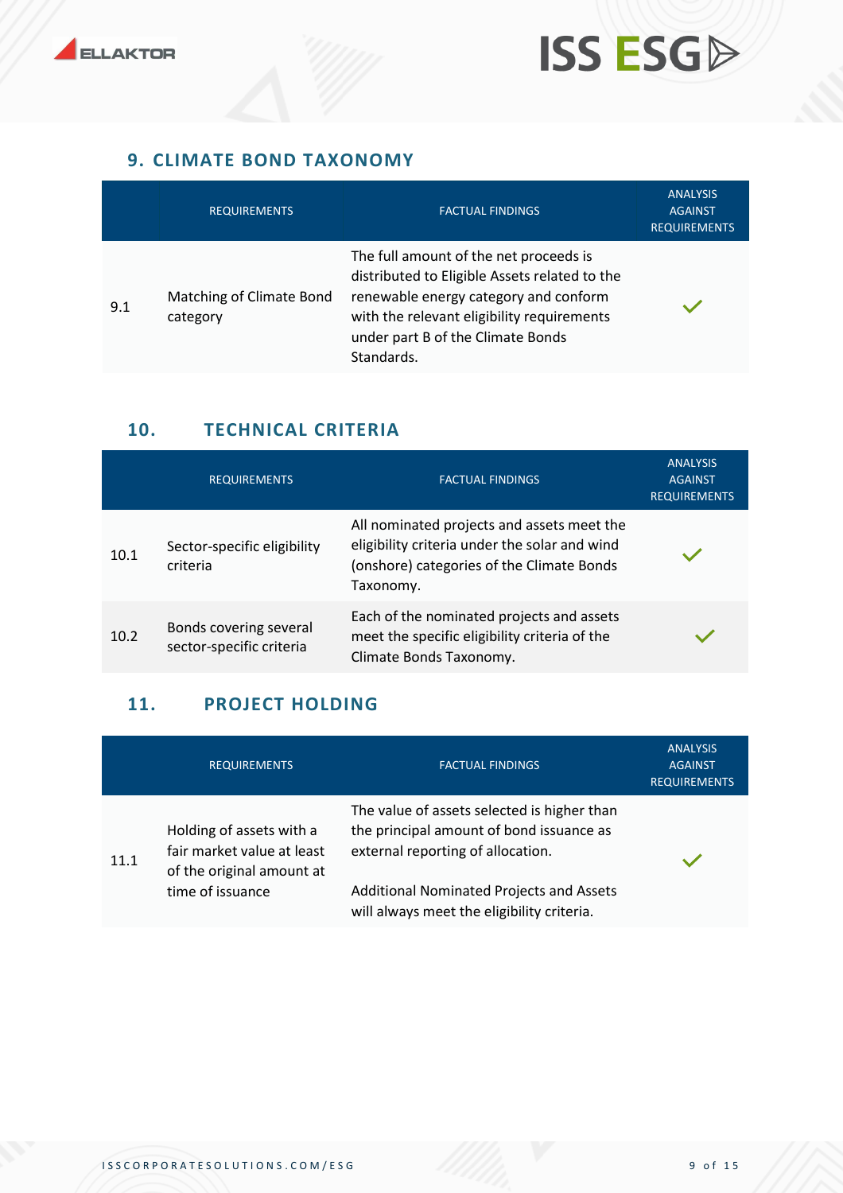## 9. CLIMATE BOND TAXONOMY

| | REQUIREMENTS | FACTUAL FINDINGS | ANALYSIS AGAINST REQUIREMENTS |
|---|---|---|---|
| 9.1 | Matching of Climate Bond category | The full amount of the net proceeds is distributed to Eligible Assets related to the renewable energy category and conform with the relevant eligibility requirements under part B of the Climate Bonds Standards. | ✓ |

## 10. TECHNICAL CRITERIA

| | REQUIREMENTS | FACTUAL FINDINGS | ANALYSIS AGAINST REQUIREMENTS |
|---|---|---|---|
| 10.1 | Sector-specific eligibility criteria | All nominated projects and assets meet the eligibility criteria under the solar and wind (onshore) categories of the Climate Bonds Taxonomy. | ✓ |
| 10.2 | Bonds covering several sector-specific criteria | Each of the nominated projects and assets meet the specific eligibility criteria of the Climate Bonds Taxonomy. | ✓ |

## 11. PROJECT HOLDING

| | REQUIREMENTS | FACTUAL FINDINGS | ANALYSIS AGAINST REQUIREMENTS |
|---|---|---|---|
| 11.1 | Holding of assets with a fair market value at least of the original amount at time of issuance | The value of assets selected is higher than the principal amount of bond issuance as external reporting of allocation.<br><br>Additional Nominated Projects and Assets will always meet the eligibility criteria. | ✓ |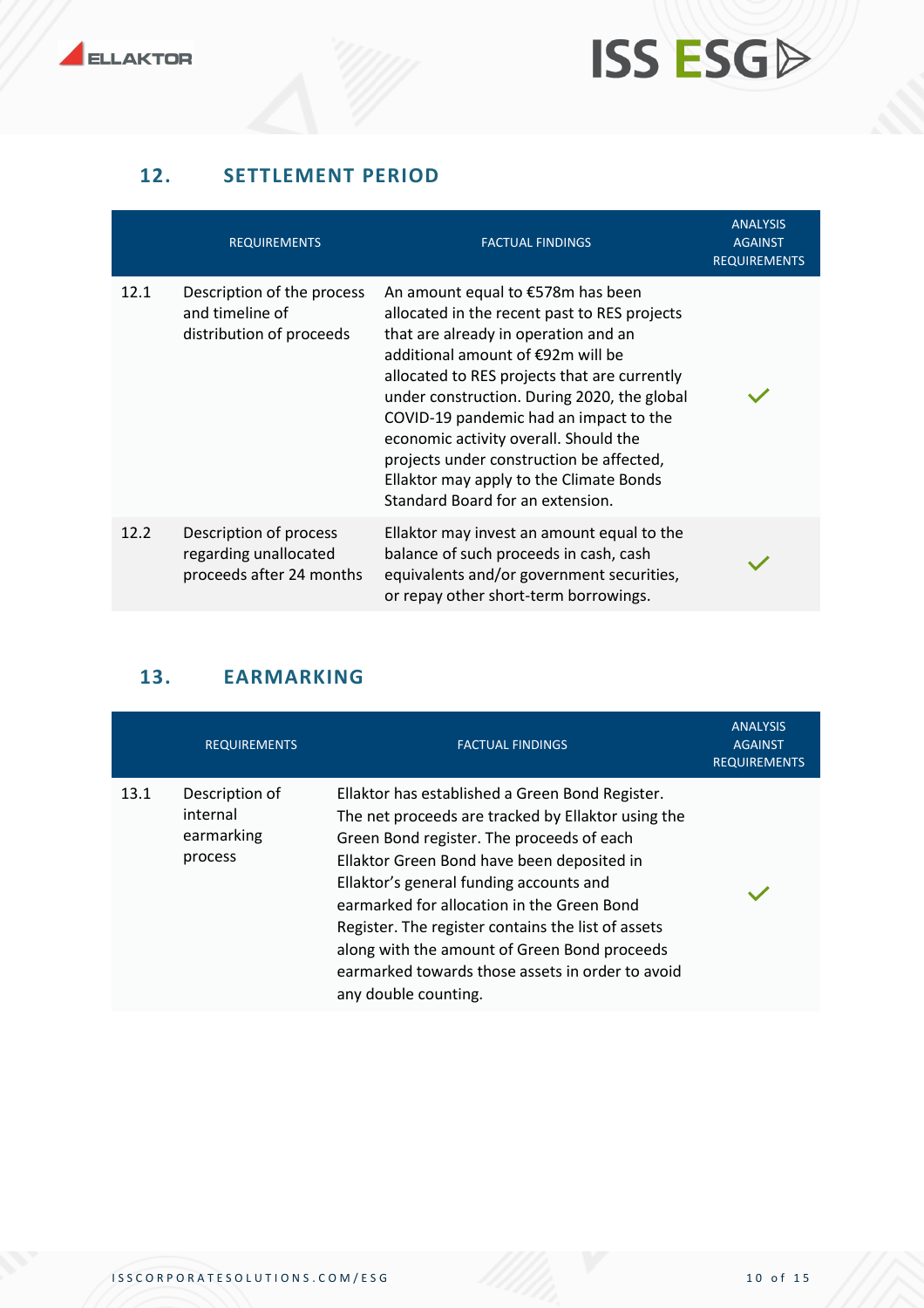## 12. SETTLEMENT PERIOD

| | REQUIREMENTS | FACTUAL FINDINGS | ANALYSIS AGAINST REQUIREMENTS |
|---|---|---|---|
| 12.1 | Description of the process and timeline of distribution of proceeds | An amount equal to €578m has been allocated in the recent past to RES projects that are already in operation and an additional amount of €92m will be allocated to RES projects that are currently under construction. During 2020, the global COVID-19 pandemic had an impact to the economic activity overall. Should the projects under construction be affected, Ellaktor may apply to the Climate Bonds Standard Board for an extension. | ✓ |
| 12.2 | Description of process regarding unallocated proceeds after 24 months | Ellaktor may invest an amount equal to the balance of such proceeds in cash, cash equivalents and/or government securities, or repay other short-term borrowings. | ✓ |

## 13. EARMARKING

| | REQUIREMENTS | FACTUAL FINDINGS | ANALYSIS AGAINST REQUIREMENTS |
|---|---|---|---|
| 13.1 | Description of internal earmarking process | Ellaktor has established a Green Bond Register. The net proceeds are tracked by Ellaktor using the Green Bond register. The proceeds of each Ellaktor Green Bond have been deposited in Ellaktor's general funding accounts and earmarked for allocation in the Green Bond Register. The register contains the list of assets along with the amount of Green Bond proceeds earmarked towards those assets in order to avoid any double counting. | ✓ |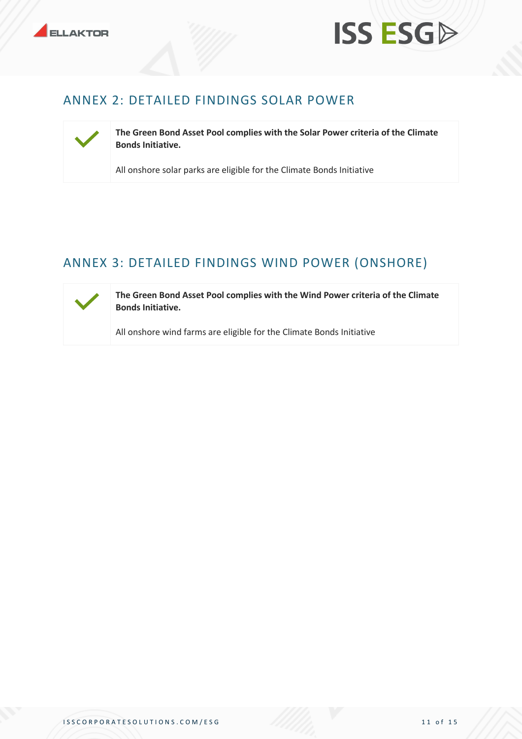## ANNEX 2: DETAILED FINDINGS SOLAR POWER

| | |
|---|---|
| ✓ | **The Green Bond Asset Pool complies with the Solar Power criteria of the Climate Bonds Initiative.**<br><br>All onshore solar parks are eligible for the Climate Bonds Initiative |

## ANNEX 3: DETAILED FINDINGS WIND POWER (ONSHORE)

| | |
|---|---|
| ✓ | **The Green Bond Asset Pool complies with the Wind Power criteria of the Climate Bonds Initiative.**<br><br>All onshore wind farms are eligible for the Climate Bonds Initiative |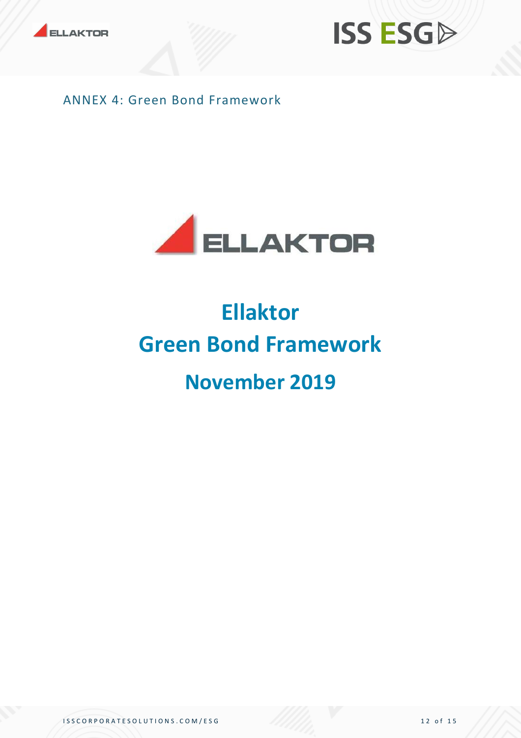ANNEX 4: Green Bond Framework

# Ellaktor

# Green Bond Framework

## November 2019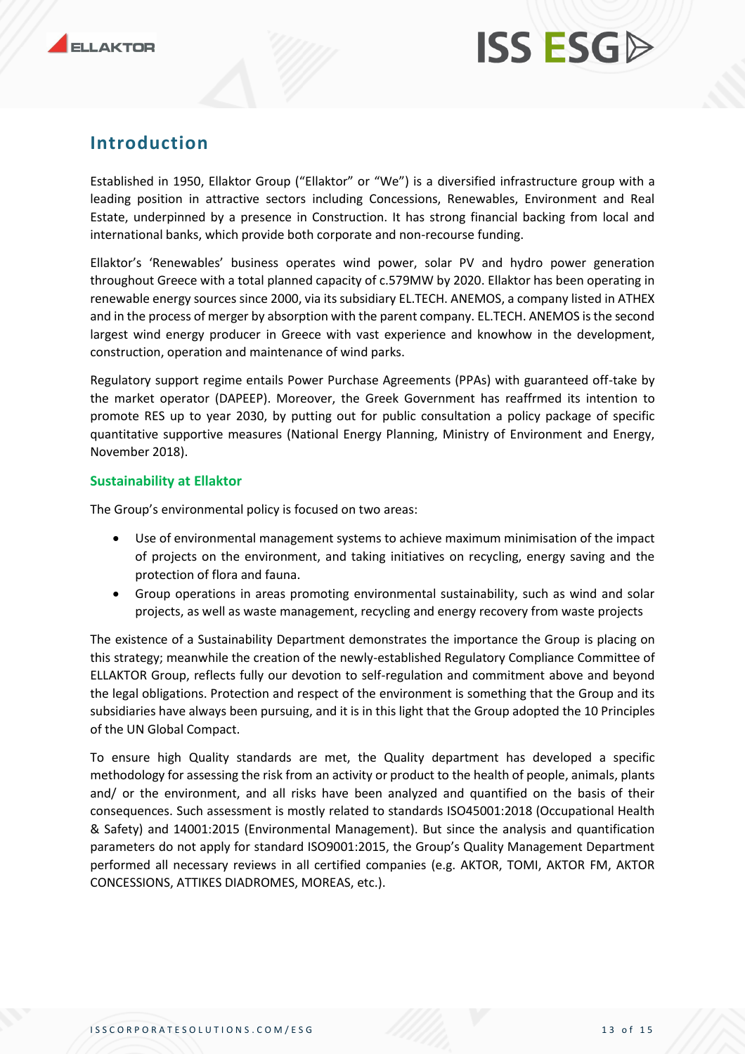## Introduction

Established in 1950, Ellaktor Group ("Ellaktor" or "We") is a diversified infrastructure group with a leading position in attractive sectors including Concessions, Renewables, Environment and Real Estate, underpinned by a presence in Construction. It has strong financial backing from local and international banks, which provide both corporate and non-recourse funding.

Ellaktor's 'Renewables' business operates wind power, solar PV and hydro power generation throughout Greece with a total planned capacity of c.579MW by 2020. Ellaktor has been operating in renewable energy sources since 2000, via its subsidiary EL.TECH. ANEMOS, a company listed in ATHEX and in the process of merger by absorption with the parent company. EL.TECH. ANEMOS is the second largest wind energy producer in Greece with vast experience and knowhow in the development, construction, operation and maintenance of wind parks.

Regulatory support regime entails Power Purchase Agreements (PPAs) with guaranteed off-take by the market operator (DAPEEP). Moreover, the Greek Government has reaffrmed its intention to promote RES up to year 2030, by putting out for public consultation a policy package of specific quantitative supportive measures (National Energy Planning, Ministry of Environment and Energy, November 2018).

### Sustainability at Ellaktor

The Group's environmental policy is focused on two areas:

- Use of environmental management systems to achieve maximum minimisation of the impact of projects on the environment, and taking initiatives on recycling, energy saving and the protection of flora and fauna.
- Group operations in areas promoting environmental sustainability, such as wind and solar projects, as well as waste management, recycling and energy recovery from waste projects

The existence of a Sustainability Department demonstrates the importance the Group is placing on this strategy; meanwhile the creation of the newly-established Regulatory Compliance Committee of ELLAKTOR Group, reflects fully our devotion to self-regulation and commitment above and beyond the legal obligations. Protection and respect of the environment is something that the Group and its subsidiaries have always been pursuing, and it is in this light that the Group adopted the 10 Principles of the UN Global Compact.

To ensure high Quality standards are met, the Quality department has developed a specific methodology for assessing the risk from an activity or product to the health of people, animals, plants and/ or the environment, and all risks have been analyzed and quantified on the basis of their consequences. Such assessment is mostly related to standards ISO45001:2018 (Occupational Health & Safety) and 14001:2015 (Environmental Management). But since the analysis and quantification parameters do not apply for standard ISO9001:2015, the Group's Quality Management Department performed all necessary reviews in all certified companies (e.g. AKTOR, TOMI, AKTOR FM, AKTOR CONCESSIONS, ATTIKES DIADROMES, MOREAS, etc.).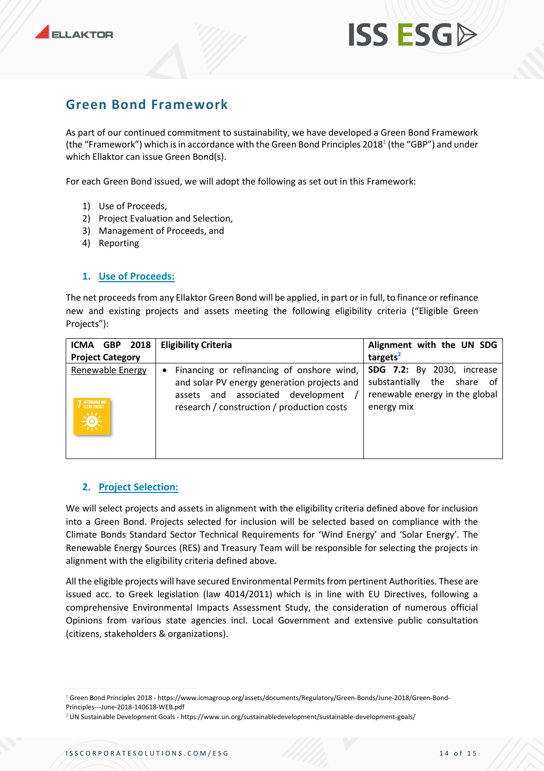## Green Bond Framework

As part of our continued commitment to sustainability, we have developed a Green Bond Framework (the "Framework") which is in accordance with the Green Bond Principles 2018[1] (the "GBP") and under which Ellaktor can issue Green Bond(s).

For each Green Bond issued, we will adopt the following as set out in this Framework:

1) Use of Proceeds,
2) Project Evaluation and Selection,
3) Management of Proceeds, and
4) Reporting

### 1. Use of Proceeds:

The net proceeds from any Ellaktor Green Bond will be applied, in part or in full, to finance or refinance new and existing projects and assets meeting the following eligibility criteria ("Eligible Green Projects"):

| ICMA GBP 2018 Project Category | Eligibility Criteria | Alignment with the UN SDG targets[2] |
|---|---|---|
| Renewable Energy | • Financing or refinancing of onshore wind, and solar PV energy generation projects and assets and associated development / research / construction / production costs | **SDG 7.2:** By 2030, increase substantially the share of renewable energy in the global energy mix |

### 2. Project Selection:

We will select projects and assets in alignment with the eligibility criteria defined above for inclusion into a Green Bond. Projects selected for inclusion will be selected based on compliance with the Climate Bonds Standard Sector Technical Requirements for 'Wind Energy' and 'Solar Energy'. The Renewable Energy Sources (RES) and Treasury Team will be responsible for selecting the projects in alignment with the eligibility criteria defined above.

All the eligible projects will have secured Environmental Permits from pertinent Authorities. These are issued acc. to Greek legislation (law 4014/2011) which is in line with EU Directives, following a comprehensive Environmental Impacts Assessment Study, the consideration of numerous official Opinions from various state agencies incl. Local Government and extensive public consultation (citizens, stakeholders & organizations).

[1] Green Bond Principles 2018 - https://www.icmagroup.org/assets/documents/Regulatory/Green-Bonds/June-2018/Green-Bond-Principles---June-2018-140618-WEB.pdf

[2] UN Sustainable Development Goals - https://www.un.org/sustainabledevelopment/sustainable-development-goals/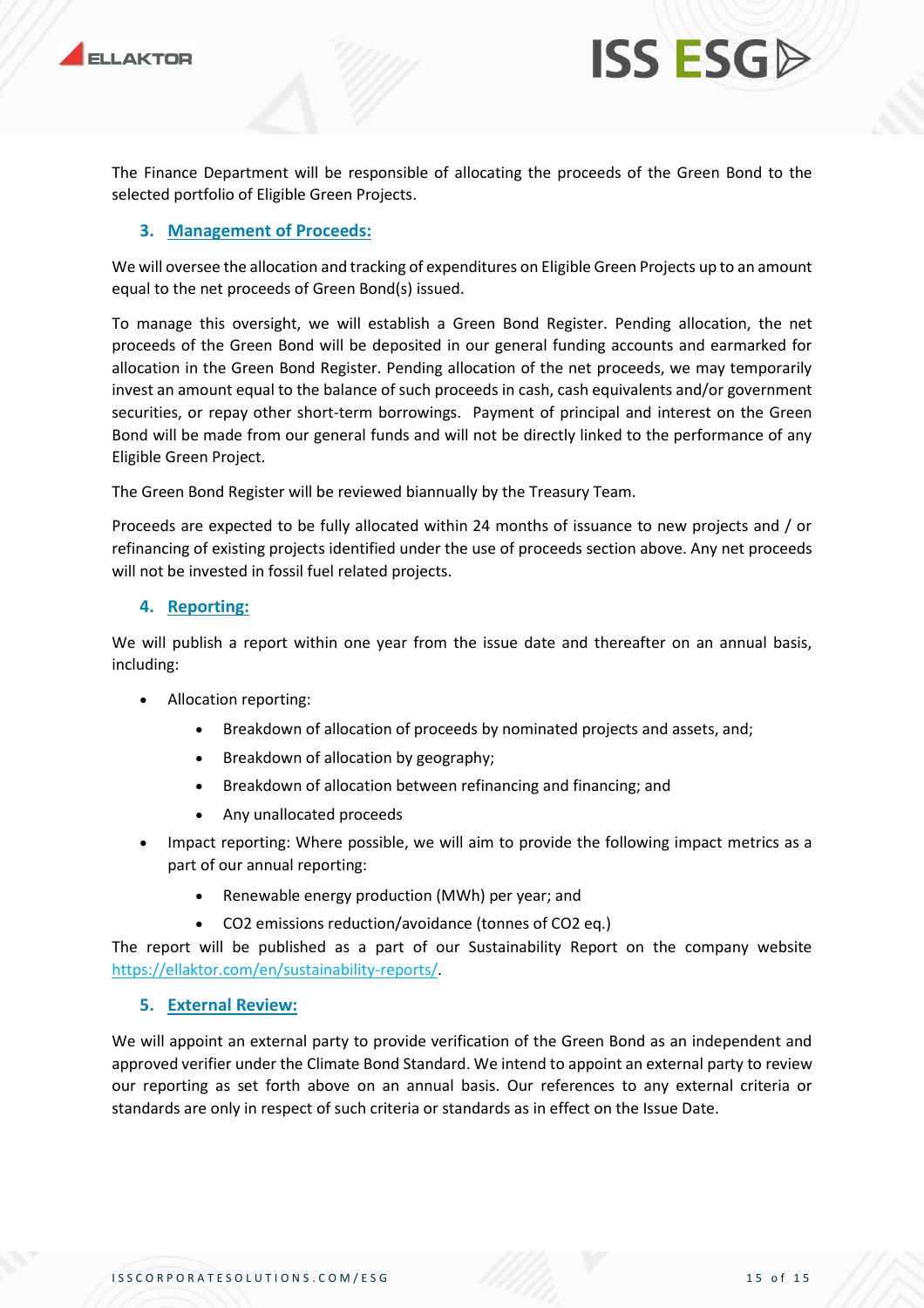The Finance Department will be responsible of allocating the proceeds of the Green Bond to the selected portfolio of Eligible Green Projects.

### 3. Management of Proceeds:

We will oversee the allocation and tracking of expenditures on Eligible Green Projects up to an amount equal to the net proceeds of Green Bond(s) issued.

To manage this oversight, we will establish a Green Bond Register. Pending allocation, the net proceeds of the Green Bond will be deposited in our general funding accounts and earmarked for allocation in the Green Bond Register. Pending allocation of the net proceeds, we may temporarily invest an amount equal to the balance of such proceeds in cash, cash equivalents and/or government securities, or repay other short-term borrowings. Payment of principal and interest on the Green Bond will be made from our general funds and will not be directly linked to the performance of any Eligible Green Project.

The Green Bond Register will be reviewed biannually by the Treasury Team.

Proceeds are expected to be fully allocated within 24 months of issuance to new projects and / or refinancing of existing projects identified under the use of proceeds section above. Any net proceeds will not be invested in fossil fuel related projects.

### 4. Reporting:

We will publish a report within one year from the issue date and thereafter on an annual basis, including:

- Allocation reporting:
  - Breakdown of allocation of proceeds by nominated projects and assets, and;
  - Breakdown of allocation by geography;
  - Breakdown of allocation between refinancing and financing; and
  - Any unallocated proceeds
- Impact reporting: Where possible, we will aim to provide the following impact metrics as a part of our annual reporting:
  - Renewable energy production (MWh) per year; and
  - $CO_2$ emissions reduction/avoidance (tonnes of $CO_2$ eq.)

The report will be published as a part of our Sustainability Report on the company website https://ellaktor.com/en/sustainability-reports/.

### 5. External Review:

We will appoint an external party to provide verification of the Green Bond as an independent and approved verifier under the Climate Bond Standard. We intend to appoint an external party to review our reporting as set forth above on an annual basis. Our references to any external criteria or standards are only in respect of such criteria or standards as in effect on the Issue Date.